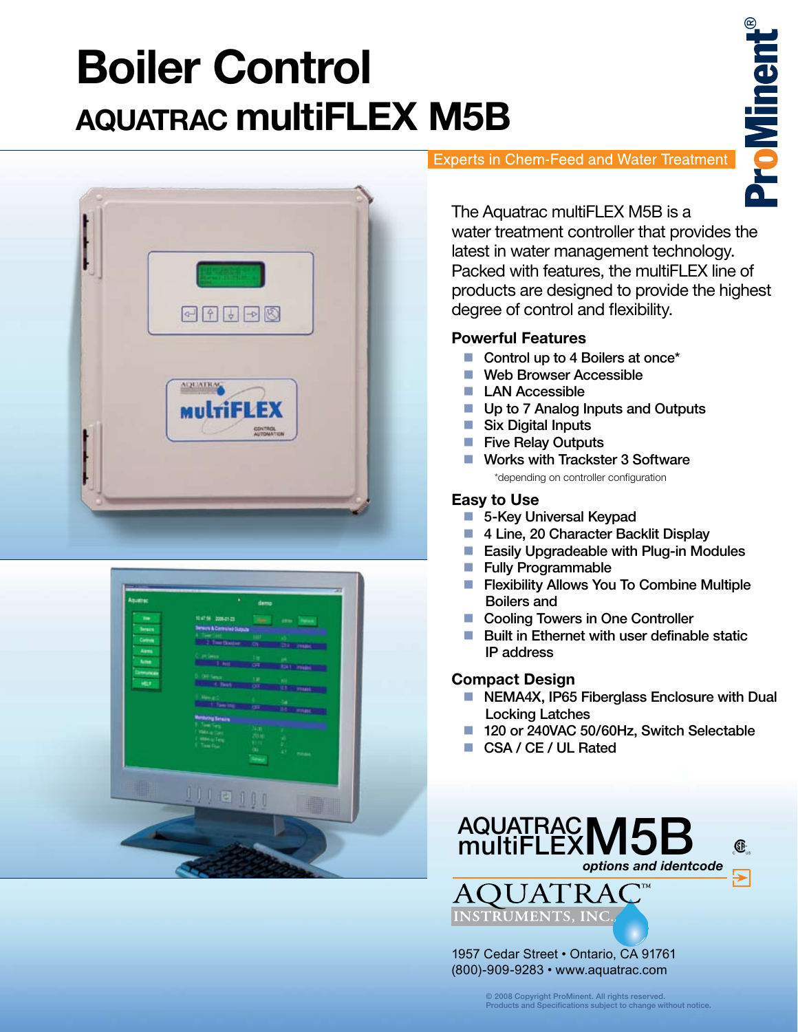# Boiler Control

## AQUATRAC multiFLEX M5B

ProMinent®

Experts in Chem-Feed and Water Treatment

The Aquatrac multiFLEX M5B is a water treatment controller that provides the latest in water management technology. Packed with features, the multiFLEX line of products are designed to provide the highest degree of control and flexibility.

### Powerful Features

- Control up to 4 Boilers at once*
- Web Browser Accessible
- LAN Accessible
- Up to 7 Analog Inputs and Outputs
- Six Digital Inputs
- Five Relay Outputs
- Works with Trackster 3 Software

*depending on controller configuration

### Easy to Use

- 5-Key Universal Keypad
- 4 Line, 20 Character Backlit Display
- Easily Upgradeable with Plug-in Modules
- Fully Programmable
- Flexibility Allows You To Combine Multiple Boilers and
- Cooling Towers in One Controller
- Built in Ethernet with user definable static IP address

### Compact Design

- NEMA4X, IP65 Fiberglass Enclosure with Dual Locking Latches
- 120 or 240VAC 50/60Hz, Switch Selectable
- CSA / CE / UL Rated

AQUATRAC multiFLEX M5B

*options and identcode*

AQUATRAC™ INSTRUMENTS, INC.

1957 Cedar Street • Ontario, CA 91761
(800)-909-9283 • www.aquatrac.com

© 2008 Copyright ProMinent. All rights reserved.
Products and Specifications subject to change without notice.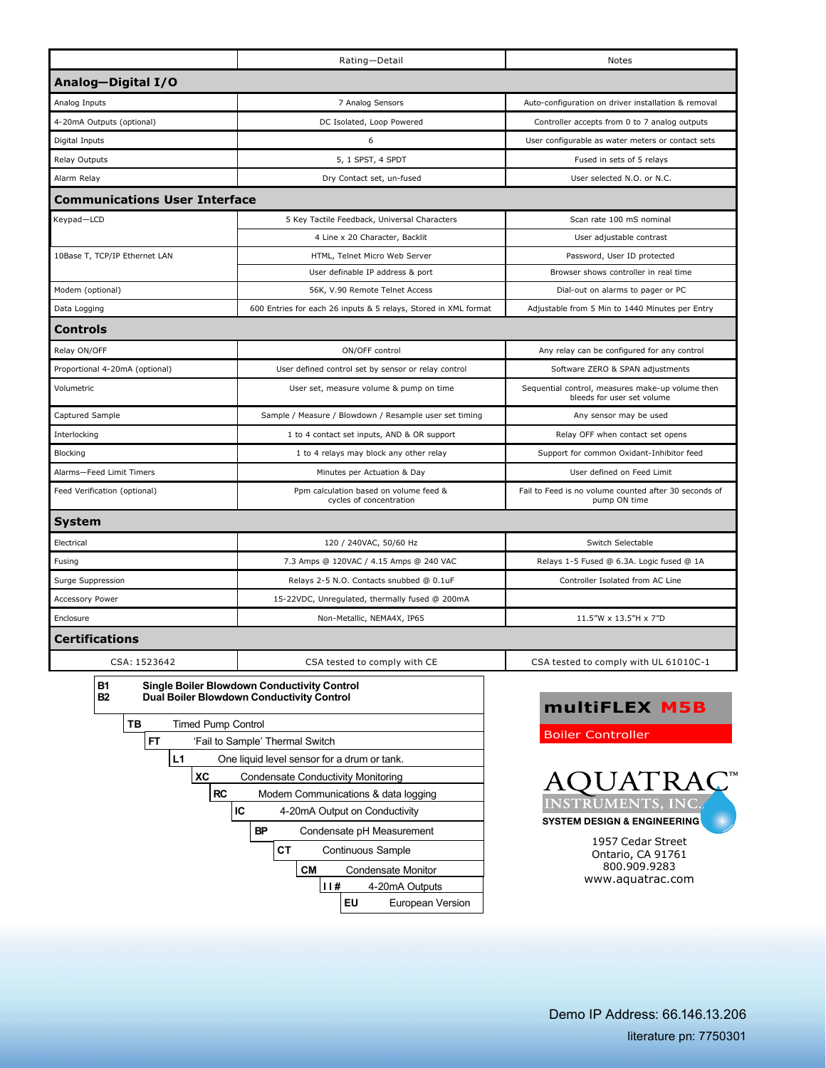| | Rating—Detail | Notes |
|---|---|---|
| **Analog—Digital I/O** | | |
| Analog Inputs | 7 Analog Sensors | Auto-configuration on driver installation & removal |
| 4-20mA Outputs (optional) | DC Isolated, Loop Powered | Controller accepts from 0 to 7 analog outputs |
| Digital Inputs | 6 | User configurable as water meters or contact sets |
| Relay Outputs | 5, 1 SPST, 4 SPDT | Fused in sets of 5 relays |
| Alarm Relay | Dry Contact set, un-fused | User selected N.O. or N.C. |
| **Communications User Interface** | | |
| Keypad—LCD | 5 Key Tactile Feedback, Universal Characters | Scan rate 100 mS nominal |
| | 4 Line x 20 Character, Backlit | User adjustable contrast |
| 10Base T, TCP/IP Ethernet LAN | HTML, Telnet Micro Web Server | Password, User ID protected |
| | User definable IP address & port | Browser shows controller in real time |
| Modem (optional) | 56K, V.90 Remote Telnet Access | Dial-out on alarms to pager or PC |
| Data Logging | 600 Entries for each 26 inputs & 5 relays, Stored in XML format | Adjustable from 5 Min to 1440 Minutes per Entry |
| **Controls** | | |
| Relay ON/OFF | ON/OFF control | Any relay can be configured for any control |
| Proportional 4-20mA (optional) | User defined control set by sensor or relay control | Software ZERO & SPAN adjustments |
| Volumetric | User set, measure volume & pump on time | Sequential control, measures make-up volume then bleeds for user set volume |
| Captured Sample | Sample / Measure / Blowdown / Resample user set timing | Any sensor may be used |
| Interlocking | 1 to 4 contact set inputs, AND & OR support | Relay OFF when contact set opens |
| Blocking | 1 to 4 relays may block any other relay | Support for common Oxidant-Inhibitor feed |
| Alarms—Feed Limit Timers | Minutes per Actuation & Day | User defined on Feed Limit |
| Feed Verification (optional) | Ppm calculation based on volume feed & cycles of concentration | Fail to Feed is no volume counted after 30 seconds of pump ON time |
| **System** | | |
| Electrical | 120 / 240VAC, 50/60 Hz | Switch Selectable |
| Fusing | 7.3 Amps @ 120VAC / 4.15 Amps @ 240 VAC | Relays 1-5 Fused @ 6.3A. Logic fused @ 1A |
| Surge Suppression | Relays 2-5 N.O. Contacts snubbed @ 0.1uF | Controller Isolated from AC Line |
| Accessory Power | 15-22VDC, Unregulated, thermally fused @ 200mA | |
| Enclosure | Non-Metallic, NEMA4X, IP65 | 11.5"W x 13.5"H x 7"D |
| **Certifications** | | |
| CSA: 1523642 | CSA tested to comply with CE | CSA tested to comply with UL 61010C-1 |

**B1** Single Boiler Blowdown Conductivity Control
**B2** Dual Boiler Blowdown Conductivity Control

- **TB** Timed Pump Control
- **FT** 'Fail to Sample' Thermal Switch
- **L1** One liquid level sensor for a drum or tank.
- **XC** Condensate Conductivity Monitoring
- **RC** Modem Communications & data logging
- **IC** 4-20mA Output on Conductivity
- **BP** Condensate pH Measurement
- **CT** Continuous Sample
- **CM** Condensate Monitor
- **II#** 4-20mA Outputs
- **EU** European Version

## multiFLEX M5B

Boiler Controller

AQUATRAC™
INSTRUMENTS, INC.
SYSTEM DESIGN & ENGINEERING

1957 Cedar Street
Ontario, CA 91761
800.909.9283
www.aquatrac.com

Demo IP Address: 66.146.13.206

literature pn: 7750301